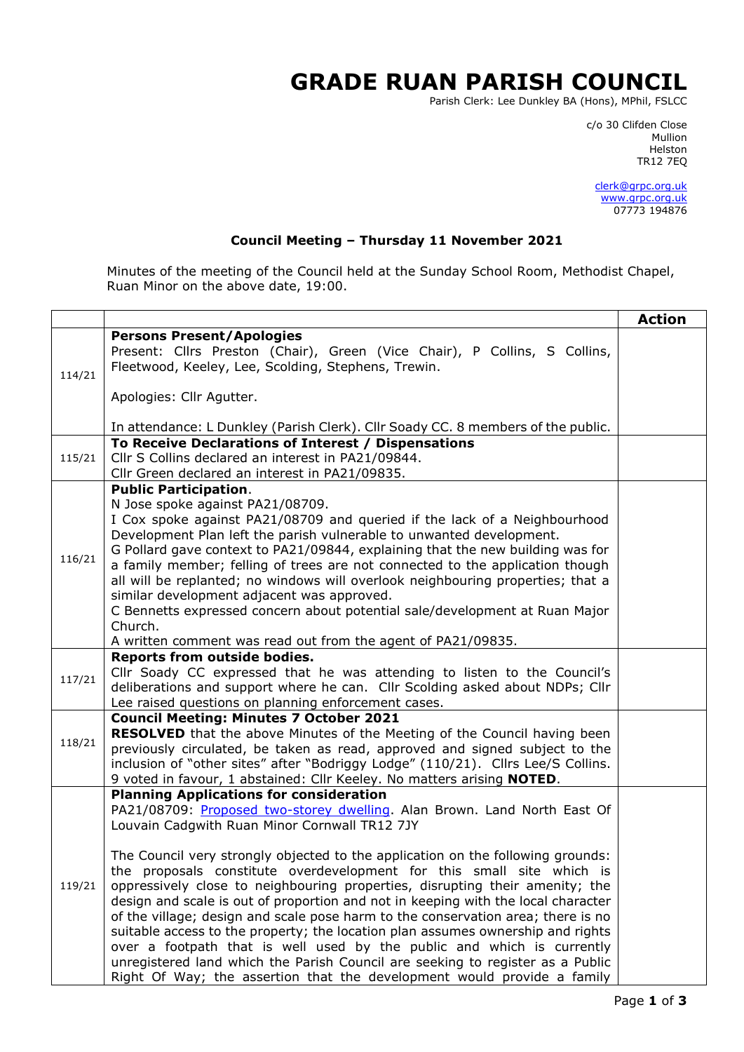# GRADE RUAN PARISH COUNCIL

Parish Clerk: Lee Dunkley BA (Hons), MPhil, FSLCC

c/o 30 Clifden Close
Mullion
Helston
TR12 7EQ

clerk@grpc.org.uk
www.grpc.org.uk
07773 194876

## Council Meeting – Thursday 11 November 2021

Minutes of the meeting of the Council held at the Sunday School Room, Methodist Chapel, Ruan Minor on the above date, 19:00.

| | | **Action** |
|---|---|---|
| 114/21 | **Persons Present/Apologies**<br>Present: Cllrs Preston (Chair), Green (Vice Chair), P Collins, S Collins, Fleetwood, Keeley, Lee, Scolding, Stephens, Trewin.<br><br>Apologies: Cllr Agutter.<br><br>In attendance: L Dunkley (Parish Clerk). Cllr Soady CC. 8 members of the public. | |
| 115/21 | **To Receive Declarations of Interest / Dispensations**<br>Cllr S Collins declared an interest in PA21/09844.<br>Cllr Green declared an interest in PA21/09835. | |
| 116/21 | **Public Participation**.<br>N Jose spoke against PA21/08709.<br>I Cox spoke against PA21/08709 and queried if the lack of a Neighbourhood Development Plan left the parish vulnerable to unwanted development.<br>G Pollard gave context to PA21/09844, explaining that the new building was for a family member; felling of trees are not connected to the application though all will be replanted; no windows will overlook neighbouring properties; that a similar development adjacent was approved.<br>C Bennetts expressed concern about potential sale/development at Ruan Major Church.<br>A written comment was read out from the agent of PA21/09835. | |
| 117/21 | **Reports from outside bodies.**<br>Cllr Soady CC expressed that he was attending to listen to the Council's deliberations and support where he can. Cllr Scolding asked about NDPs; Cllr Lee raised questions on planning enforcement cases. | |
| 118/21 | **Council Meeting: Minutes 7 October 2021**<br>**RESOLVED** that the above Minutes of the Meeting of the Council having been previously circulated, be taken as read, approved and signed subject to the inclusion of "other sites" after "Bodriggy Lodge" (110/21). Cllrs Lee/S Collins. 9 voted in favour, 1 abstained: Cllr Keeley. No matters arising **NOTED**. | |
| 119/21 | **Planning Applications for consideration**<br>PA21/08709: Proposed two-storey dwelling. Alan Brown. Land North East Of Louvain Cadgwith Ruan Minor Cornwall TR12 7JY<br><br>The Council very strongly objected to the application on the following grounds: the proposals constitute overdevelopment for this small site which is oppressively close to neighbouring properties, disrupting their amenity; the design and scale is out of proportion and not in keeping with the local character of the village; design and scale pose harm to the conservation area; there is no suitable access to the property; the location plan assumes ownership and rights over a footpath that is well used by the public and which is currently unregistered land which the Parish Council are seeking to register as a Public Right Of Way; the assertion that the development would provide a family | |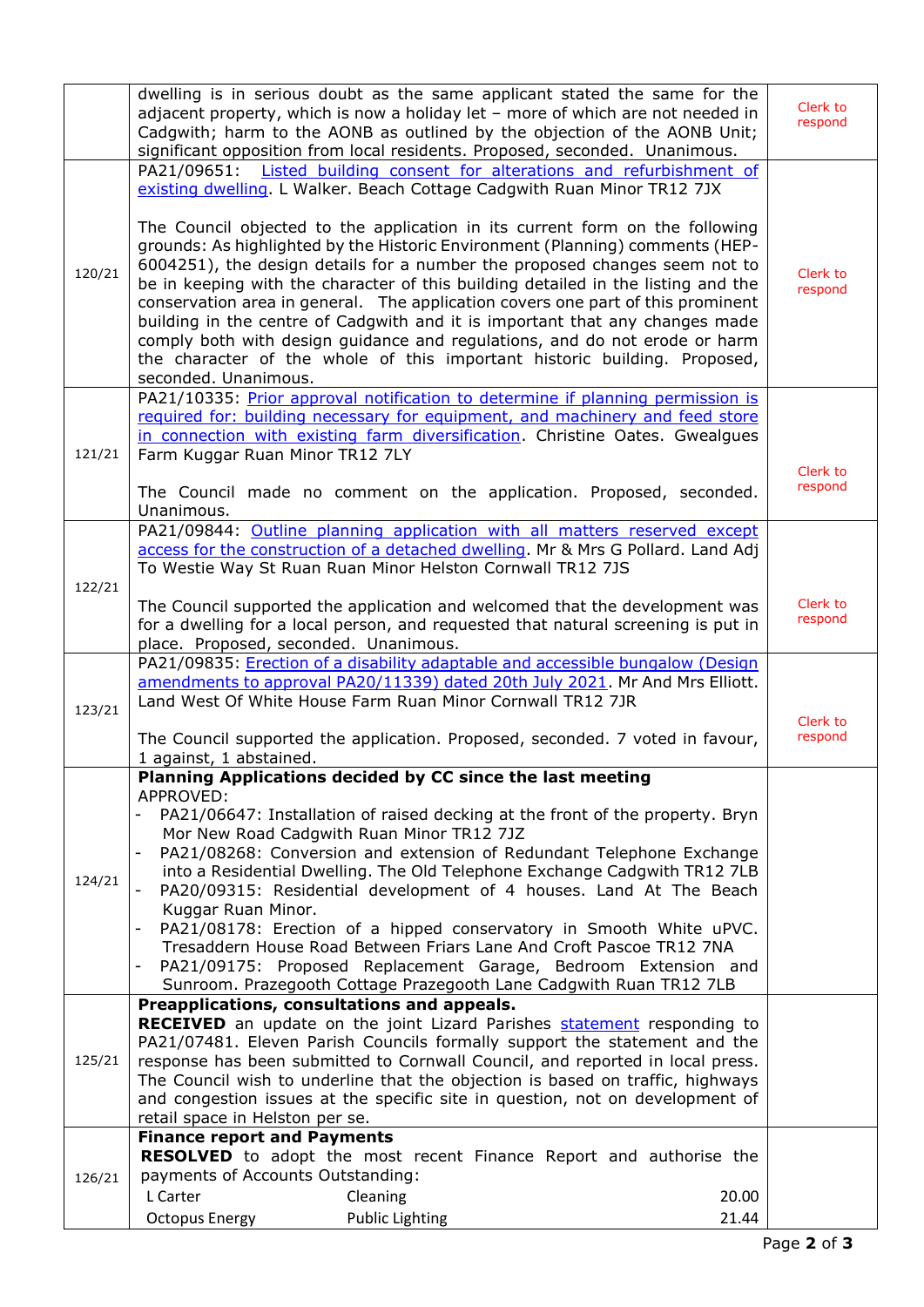| | | |
|---|---|---|
| | dwelling is in serious doubt as the same applicant stated the same for the adjacent property, which is now a holiday let – more of which are not needed in Cadgwith; harm to the AONB as outlined by the objection of the AONB Unit; significant opposition from local residents. Proposed, seconded. Unanimous. | Clerk to respond |
| 120/21 | PA21/09651: Listed building consent for alterations and refurbishment of existing dwelling. L Walker. Beach Cottage Cadgwith Ruan Minor TR12 7JX<br><br>The Council objected to the application in its current form on the following grounds: As highlighted by the Historic Environment (Planning) comments (HEP-6004251), the design details for a number the proposed changes seem not to be in keeping with the character of this building detailed in the listing and the conservation area in general. The application covers one part of this prominent building in the centre of Cadgwith and it is important that any changes made comply both with design guidance and regulations, and do not erode or harm the character of the whole of this important historic building. Proposed, seconded. Unanimous. | Clerk to respond |
| 121/21 | PA21/10335: Prior approval notification to determine if planning permission is required for: building necessary for equipment, and machinery and feed store in connection with existing farm diversification. Christine Oates. Gwealgues Farm Kuggar Ruan Minor TR12 7LY<br><br>The Council made no comment on the application. Proposed, seconded. Unanimous. | Clerk to respond |
| 122/21 | PA21/09844: Outline planning application with all matters reserved except access for the construction of a detached dwelling. Mr & Mrs G Pollard. Land Adj To Westie Way St Ruan Ruan Minor Helston Cornwall TR12 7JS<br><br>The Council supported the application and welcomed that the development was for a dwelling for a local person, and requested that natural screening is put in place. Proposed, seconded. Unanimous. | Clerk to respond |
| 123/21 | PA21/09835: Erection of a disability adaptable and accessible bungalow (Design amendments to approval PA20/11339) dated 20th July 2021. Mr And Mrs Elliott. Land West Of White House Farm Ruan Minor Cornwall TR12 7JR<br><br>The Council supported the application. Proposed, seconded. 7 voted in favour, 1 against, 1 abstained. | Clerk to respond |
| 124/21 | **Planning Applications decided by CC since the last meeting**<br>APPROVED:<br>- PA21/06647: Installation of raised decking at the front of the property. Bryn Mor New Road Cadgwith Ruan Minor TR12 7JZ<br>- PA21/08268: Conversion and extension of Redundant Telephone Exchange into a Residential Dwelling. The Old Telephone Exchange Cadgwith TR12 7LB<br>- PA20/09315: Residential development of 4 houses. Land At The Beach Kuggar Ruan Minor.<br>- PA21/08178: Erection of a hipped conservatory in Smooth White uPVC. Tresaddern House Road Between Friars Lane And Croft Pascoe TR12 7NA<br>- PA21/09175: Proposed Replacement Garage, Bedroom Extension and Sunroom. Prazegooth Cottage Prazegooth Lane Cadgwith Ruan TR12 7LB | |
| 125/21 | **Preapplications, consultations and appeals.**<br>**RECEIVED** an update on the joint Lizard Parishes statement responding to PA21/07481. Eleven Parish Councils formally support the statement and the response has been submitted to Cornwall Council, and reported in local press. The Council wish to underline that the objection is based on traffic, highways and congestion issues at the specific site in question, not on development of retail space in Helston per se. | |
| 126/21 | **Finance report and Payments**<br>**RESOLVED** to adopt the most recent Finance Report and authorise the payments of Accounts Outstanding:<br>L Carter — Cleaning — 20.00<br>Octopus Energy — Public Lighting — 21.44 | |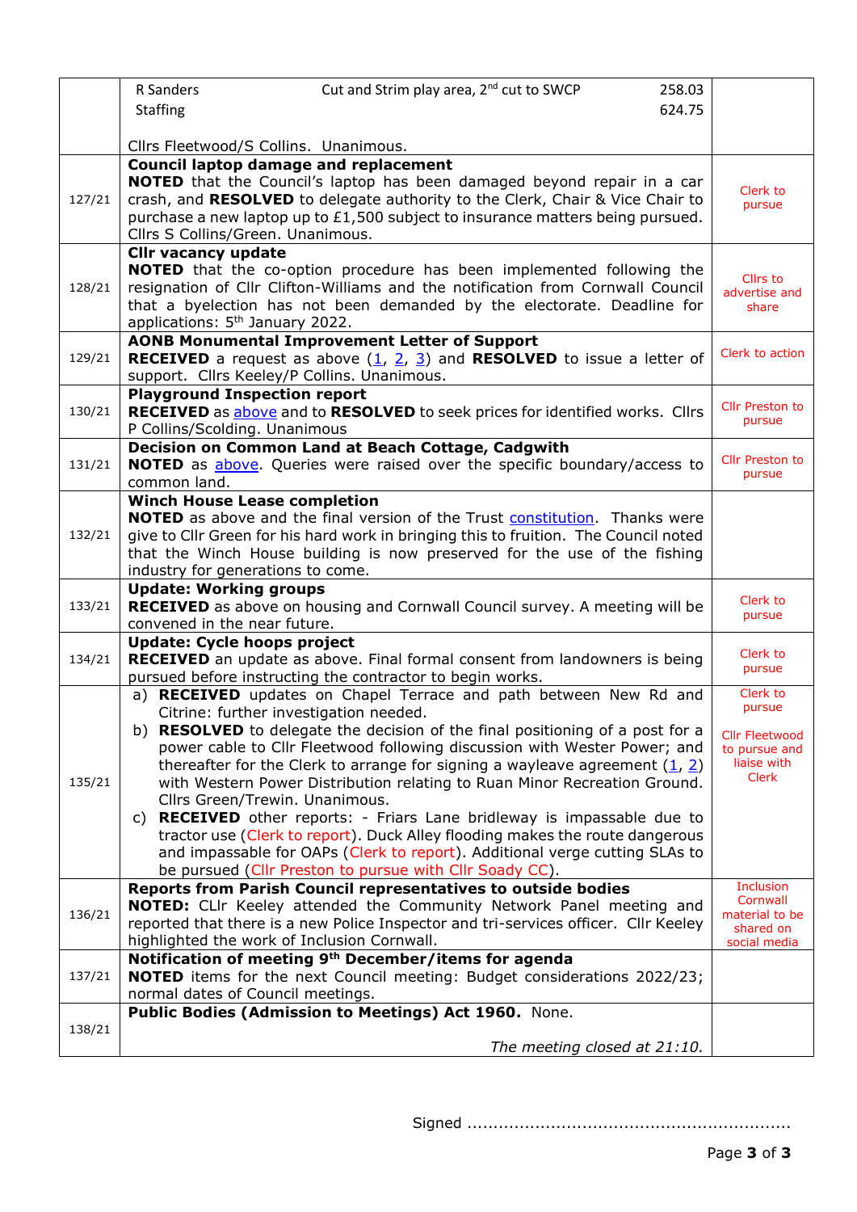| | | |
|---|---|---|
| | R Sanders Cut and Strim play area, 2nd cut to SWCP 258.03<br>Staffing 624.75<br><br>Cllrs Fleetwood/S Collins. Unanimous. | |
| 127/21 | **Council laptop damage and replacement**<br>**NOTED** that the Council's laptop has been damaged beyond repair in a car crash, and **RESOLVED** to delegate authority to the Clerk, Chair & Vice Chair to purchase a new laptop up to £1,500 subject to insurance matters being pursued. Cllrs S Collins/Green. Unanimous. | Clerk to pursue |
| 128/21 | **Cllr vacancy update**<br>**NOTED** that the co-option procedure has been implemented following the resignation of Cllr Clifton-Williams and the notification from Cornwall Council that a byelection has not been demanded by the electorate. Deadline for applications: 5th January 2022. | Cllrs to advertise and share |
| 129/21 | **AONB Monumental Improvement Letter of Support**<br>**RECEIVED** a request as above (1, 2, 3) and **RESOLVED** to issue a letter of support. Cllrs Keeley/P Collins. Unanimous. | Clerk to action |
| 130/21 | **Playground Inspection report**<br>**RECEIVED** as above and to **RESOLVED** to seek prices for identified works. Cllrs P Collins/Scolding. Unanimous | Cllr Preston to pursue |
| 131/21 | **Decision on Common Land at Beach Cottage, Cadgwith**<br>**NOTED** as above. Queries were raised over the specific boundary/access to common land. | Cllr Preston to pursue |
| 132/21 | **Winch House Lease completion**<br>**NOTED** as above and the final version of the Trust constitution. Thanks were give to Cllr Green for his hard work in bringing this to fruition. The Council noted that the Winch House building is now preserved for the use of the fishing industry for generations to come. | |
| 133/21 | **Update: Working groups**<br>**RECEIVED** as above on housing and Cornwall Council survey. A meeting will be convened in the near future. | Clerk to pursue |
| 134/21 | **Update: Cycle hoops project**<br>**RECEIVED** an update as above. Final formal consent from landowners is being pursued before instructing the contractor to begin works. | Clerk to pursue |
| 135/21 | a) **RECEIVED** updates on Chapel Terrace and path between New Rd and Citrine: further investigation needed.<br>b) **RESOLVED** to delegate the decision of the final positioning of a post for a power cable to Cllr Fleetwood following discussion with Wester Power; and thereafter for the Clerk to arrange for signing a wayleave agreement (1, 2) with Western Power Distribution relating to Ruan Minor Recreation Ground. Cllrs Green/Trewin. Unanimous.<br>c) **RECEIVED** other reports: - Friars Lane bridleway is impassable due to tractor use (Clerk to report). Duck Alley flooding makes the route dangerous and impassable for OAPs (Clerk to report). Additional verge cutting SLAs to be pursued (Cllr Preston to pursue with Cllr Soady CC). | Clerk to pursue<br><br>Cllr Fleetwood to pursue and liaise with Clerk |
| 136/21 | **Reports from Parish Council representatives to outside bodies**<br>**NOTED:** CLlr Keeley attended the Community Network Panel meeting and reported that there is a new Police Inspector and tri-services officer. Cllr Keeley highlighted the work of Inclusion Cornwall. | Inclusion Cornwall material to be shared on social media |
| 137/21 | **Notification of meeting 9th December/items for agenda**<br>**NOTED** items for the next Council meeting: Budget considerations 2022/23; normal dates of Council meetings. | |
| 138/21 | **Public Bodies (Admission to Meetings) Act 1960.** None.<br><br>*The meeting closed at 21:10.* | |

Signed .............................................................